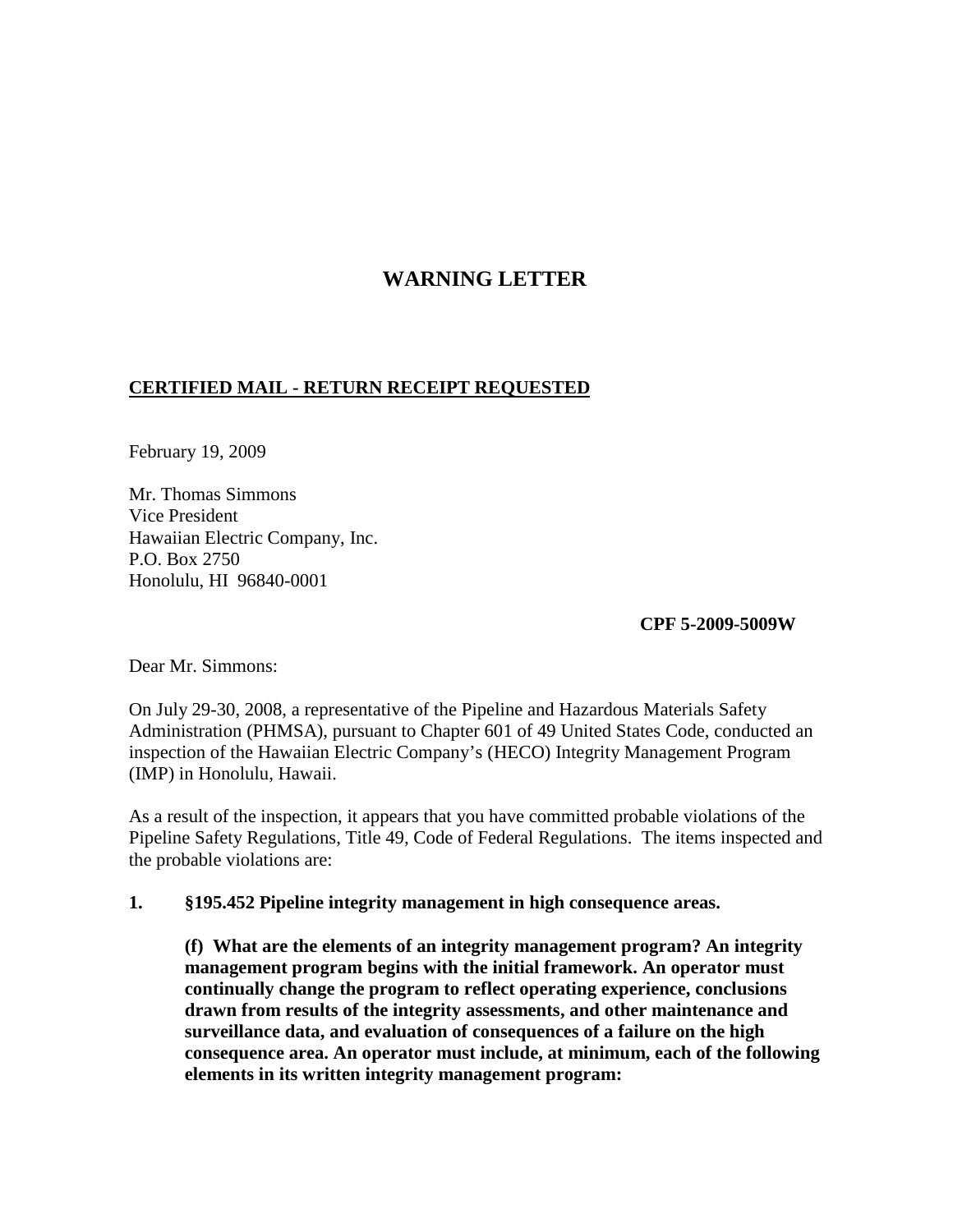# WARNING LETTER

**<u>CERTIFIED MAIL - RETURN RECEIPT REQUESTED</u>**

February 19, 2009

Mr. Thomas Simmons
Vice President
Hawaiian Electric Company, Inc.
P.O. Box 2750
Honolulu, HI 96840-0001

**CPF 5-2009-5009W**

Dear Mr. Simmons:

On July 29-30, 2008, a representative of the Pipeline and Hazardous Materials Safety Administration (PHMSA), pursuant to Chapter 601 of 49 United States Code, conducted an inspection of the Hawaiian Electric Company's (HECO) Integrity Management Program (IMP) in Honolulu, Hawaii.

As a result of the inspection, it appears that you have committed probable violations of the Pipeline Safety Regulations, Title 49, Code of Federal Regulations. The items inspected and the probable violations are:

**1. §195.452 Pipeline integrity management in high consequence areas.**

**(f) What are the elements of an integrity management program? An integrity management program begins with the initial framework. An operator must continually change the program to reflect operating experience, conclusions drawn from results of the integrity assessments, and other maintenance and surveillance data, and evaluation of consequences of a failure on the high consequence area. An operator must include, at minimum, each of the following elements in its written integrity management program:**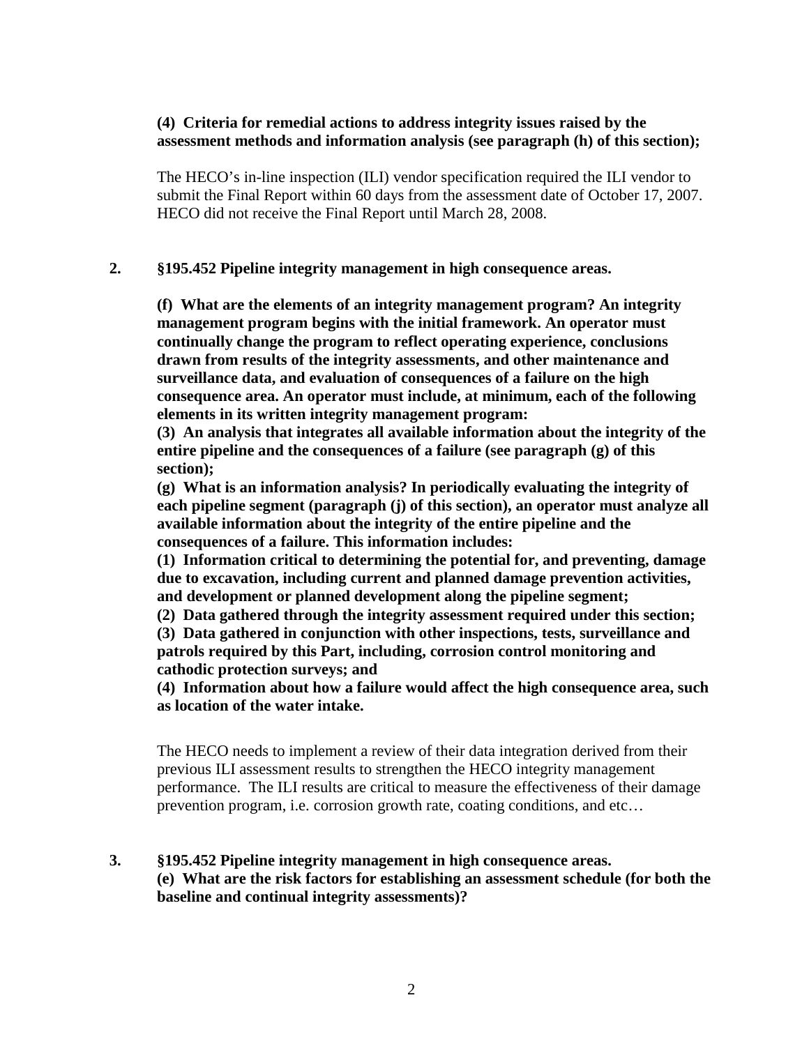**(4) Criteria for remedial actions to address integrity issues raised by the assessment methods and information analysis (see paragraph (h) of this section);**

The HECO's in-line inspection (ILI) vendor specification required the ILI vendor to submit the Final Report within 60 days from the assessment date of October 17, 2007. HECO did not receive the Final Report until March 28, 2008.

**2. §195.452 Pipeline integrity management in high consequence areas.**

**(f) What are the elements of an integrity management program? An integrity management program begins with the initial framework. An operator must continually change the program to reflect operating experience, conclusions drawn from results of the integrity assessments, and other maintenance and surveillance data, and evaluation of consequences of a failure on the high consequence area. An operator must include, at minimum, each of the following elements in its written integrity management program:**
**(3) An analysis that integrates all available information about the integrity of the entire pipeline and the consequences of a failure (see paragraph (g) of this section);**
**(g) What is an information analysis? In periodically evaluating the integrity of each pipeline segment (paragraph (j) of this section), an operator must analyze all available information about the integrity of the entire pipeline and the consequences of a failure. This information includes:**
**(1) Information critical to determining the potential for, and preventing, damage due to excavation, including current and planned damage prevention activities, and development or planned development along the pipeline segment;**
**(2) Data gathered through the integrity assessment required under this section;**
**(3) Data gathered in conjunction with other inspections, tests, surveillance and patrols required by this Part, including, corrosion control monitoring and cathodic protection surveys; and**
**(4) Information about how a failure would affect the high consequence area, such as location of the water intake.**

The HECO needs to implement a review of their data integration derived from their previous ILI assessment results to strengthen the HECO integrity management performance. The ILI results are critical to measure the effectiveness of their damage prevention program, i.e. corrosion growth rate, coating conditions, and etc…

**3. §195.452 Pipeline integrity management in high consequence areas.**
**(e) What are the risk factors for establishing an assessment schedule (for both the baseline and continual integrity assessments)?**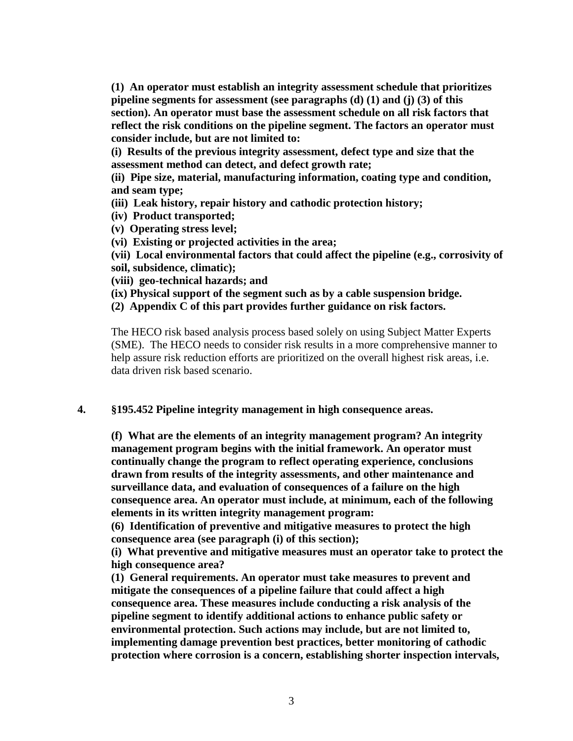**(1) An operator must establish an integrity assessment schedule that prioritizes pipeline segments for assessment (see paragraphs (d) (1) and (j) (3) of this section). An operator must base the assessment schedule on all risk factors that reflect the risk conditions on the pipeline segment. The factors an operator must consider include, but are not limited to:**

**(i) Results of the previous integrity assessment, defect type and size that the assessment method can detect, and defect growth rate;**

**(ii) Pipe size, material, manufacturing information, coating type and condition, and seam type;**

**(iii) Leak history, repair history and cathodic protection history;**

**(iv) Product transported;**

**(v) Operating stress level;**

**(vi) Existing or projected activities in the area;**

**(vii) Local environmental factors that could affect the pipeline (e.g., corrosivity of soil, subsidence, climatic);**

**(viii) geo-technical hazards; and**

**(ix) Physical support of the segment such as by a cable suspension bridge.**

**(2) Appendix C of this part provides further guidance on risk factors.**

The HECO risk based analysis process based solely on using Subject Matter Experts (SME). The HECO needs to consider risk results in a more comprehensive manner to help assure risk reduction efforts are prioritized on the overall highest risk areas, i.e. data driven risk based scenario.

**4. §195.452 Pipeline integrity management in high consequence areas.**

**(f) What are the elements of an integrity management program? An integrity management program begins with the initial framework. An operator must continually change the program to reflect operating experience, conclusions drawn from results of the integrity assessments, and other maintenance and surveillance data, and evaluation of consequences of a failure on the high consequence area. An operator must include, at minimum, each of the following elements in its written integrity management program:**

**(6) Identification of preventive and mitigative measures to protect the high consequence area (see paragraph (i) of this section);**

**(i) What preventive and mitigative measures must an operator take to protect the high consequence area?**

**(1) General requirements. An operator must take measures to prevent and mitigate the consequences of a pipeline failure that could affect a high consequence area. These measures include conducting a risk analysis of the pipeline segment to identify additional actions to enhance public safety or environmental protection. Such actions may include, but are not limited to, implementing damage prevention best practices, better monitoring of cathodic protection where corrosion is a concern, establishing shorter inspection intervals,**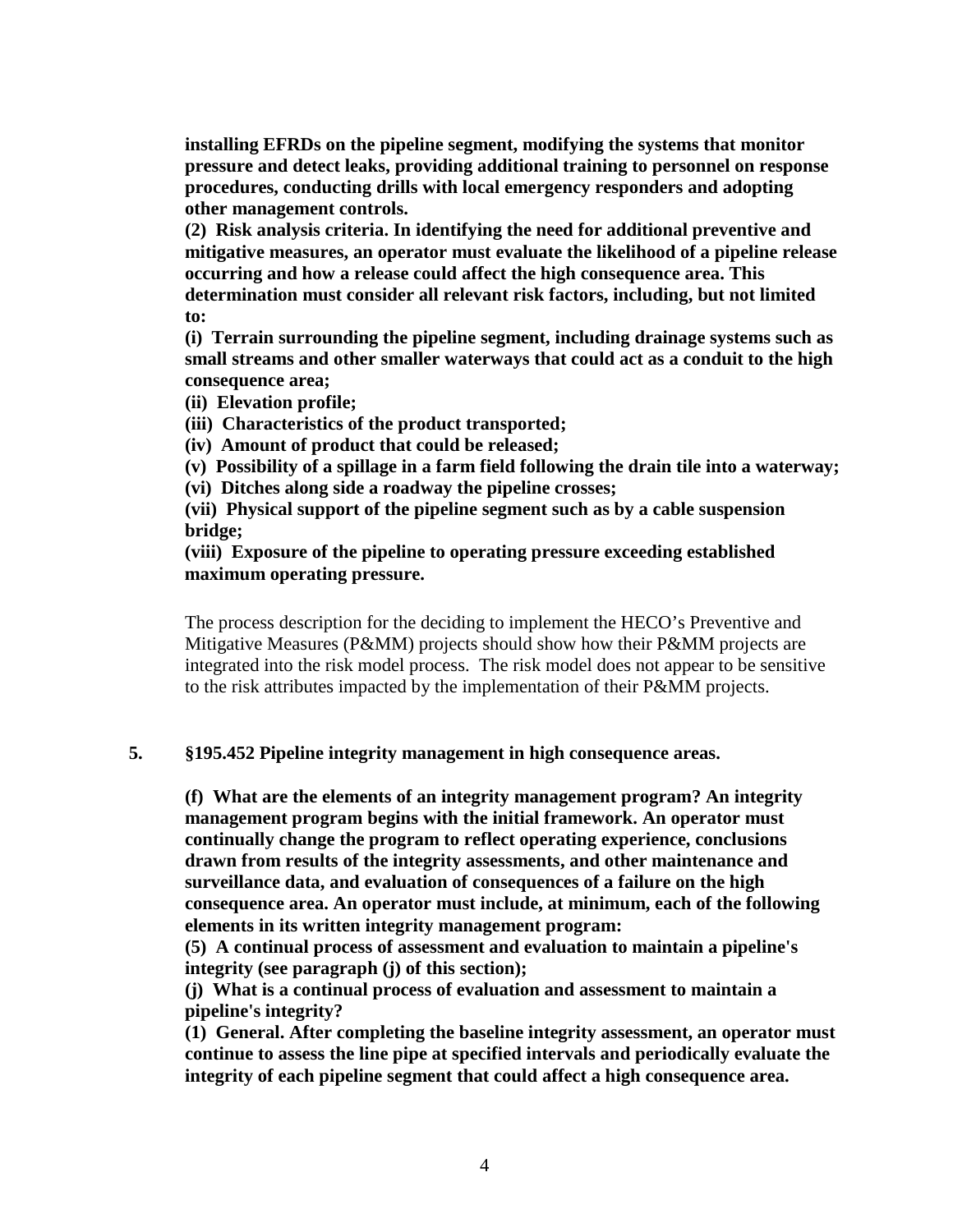**installing EFRDs on the pipeline segment, modifying the systems that monitor pressure and detect leaks, providing additional training to personnel on response procedures, conducting drills with local emergency responders and adopting other management controls.**

**(2) Risk analysis criteria. In identifying the need for additional preventive and mitigative measures, an operator must evaluate the likelihood of a pipeline release occurring and how a release could affect the high consequence area. This determination must consider all relevant risk factors, including, but not limited to:**

**(i) Terrain surrounding the pipeline segment, including drainage systems such as small streams and other smaller waterways that could act as a conduit to the high consequence area;**

**(ii) Elevation profile;**

**(iii) Characteristics of the product transported;**

**(iv) Amount of product that could be released;**

**(v) Possibility of a spillage in a farm field following the drain tile into a waterway;**

**(vi) Ditches along side a roadway the pipeline crosses;**

**(vii) Physical support of the pipeline segment such as by a cable suspension bridge;**

**(viii) Exposure of the pipeline to operating pressure exceeding established maximum operating pressure.**

The process description for the deciding to implement the HECO's Preventive and Mitigative Measures (P&MM) projects should show how their P&MM projects are integrated into the risk model process. The risk model does not appear to be sensitive to the risk attributes impacted by the implementation of their P&MM projects.

**5. §195.452 Pipeline integrity management in high consequence areas.**

**(f) What are the elements of an integrity management program? An integrity management program begins with the initial framework. An operator must continually change the program to reflect operating experience, conclusions drawn from results of the integrity assessments, and other maintenance and surveillance data, and evaluation of consequences of a failure on the high consequence area. An operator must include, at minimum, each of the following elements in its written integrity management program:**

**(5) A continual process of assessment and evaluation to maintain a pipeline's integrity (see paragraph (j) of this section);**

**(j) What is a continual process of evaluation and assessment to maintain a pipeline's integrity?**

**(1) General. After completing the baseline integrity assessment, an operator must continue to assess the line pipe at specified intervals and periodically evaluate the integrity of each pipeline segment that could affect a high consequence area.**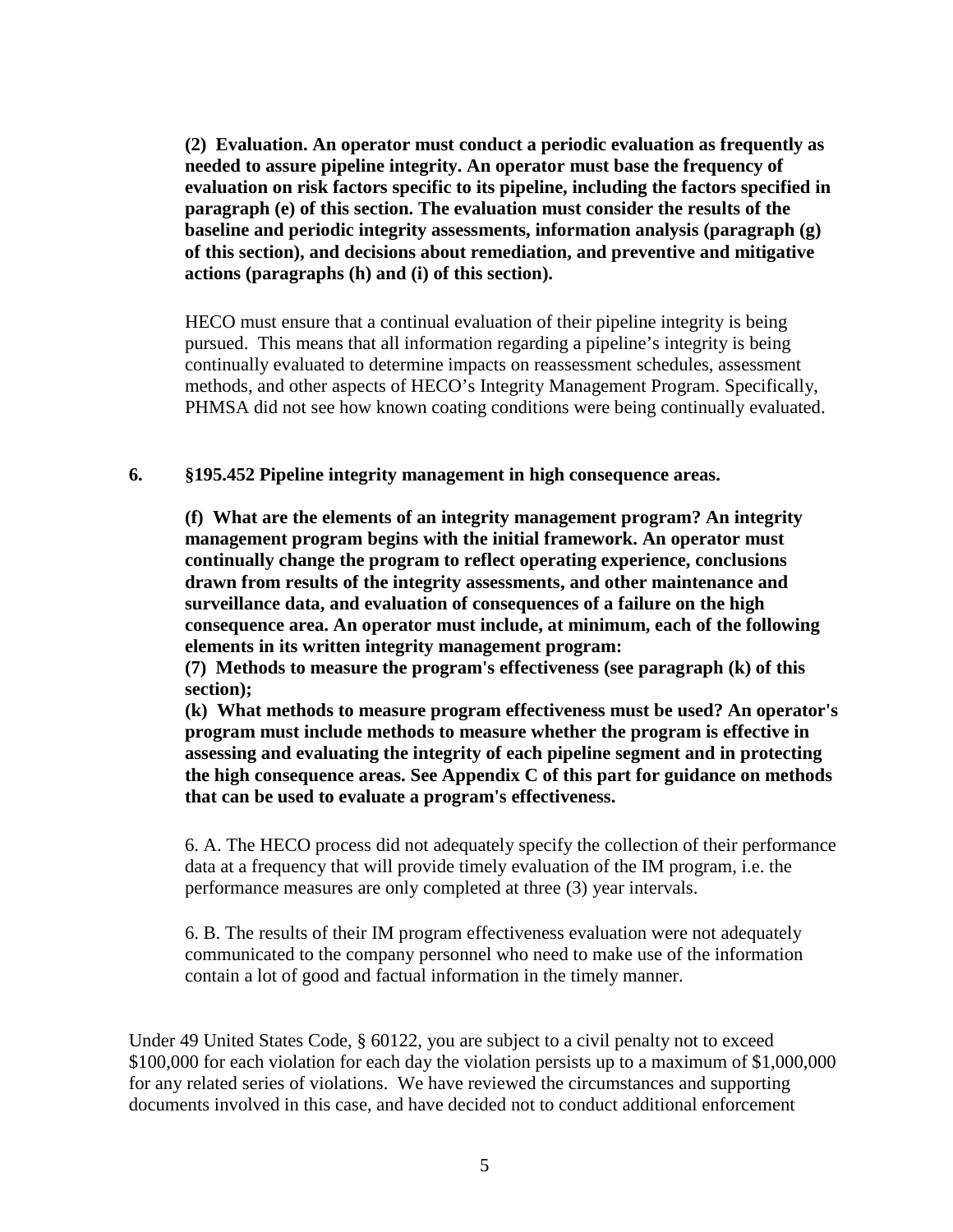**(2) Evaluation. An operator must conduct a periodic evaluation as frequently as needed to assure pipeline integrity. An operator must base the frequency of evaluation on risk factors specific to its pipeline, including the factors specified in paragraph (e) of this section. The evaluation must consider the results of the baseline and periodic integrity assessments, information analysis (paragraph (g) of this section), and decisions about remediation, and preventive and mitigative actions (paragraphs (h) and (i) of this section).**

HECO must ensure that a continual evaluation of their pipeline integrity is being pursued. This means that all information regarding a pipeline's integrity is being continually evaluated to determine impacts on reassessment schedules, assessment methods, and other aspects of HECO's Integrity Management Program. Specifically, PHMSA did not see how known coating conditions were being continually evaluated.

**6. §195.452 Pipeline integrity management in high consequence areas.**

**(f) What are the elements of an integrity management program? An integrity management program begins with the initial framework. An operator must continually change the program to reflect operating experience, conclusions drawn from results of the integrity assessments, and other maintenance and surveillance data, and evaluation of consequences of a failure on the high consequence area. An operator must include, at minimum, each of the following elements in its written integrity management program:**
**(7) Methods to measure the program's effectiveness (see paragraph (k) of this section);**
**(k) What methods to measure program effectiveness must be used? An operator's program must include methods to measure whether the program is effective in assessing and evaluating the integrity of each pipeline segment and in protecting the high consequence areas. See Appendix C of this part for guidance on methods that can be used to evaluate a program's effectiveness.**

6. A. The HECO process did not adequately specify the collection of their performance data at a frequency that will provide timely evaluation of the IM program, i.e. the performance measures are only completed at three (3) year intervals.

6. B. The results of their IM program effectiveness evaluation were not adequately communicated to the company personnel who need to make use of the information contain a lot of good and factual information in the timely manner.

Under 49 United States Code, § 60122, you are subject to a civil penalty not to exceed $100,000 for each violation for each day the violation persists up to a maximum of $1,000,000 for any related series of violations. We have reviewed the circumstances and supporting documents involved in this case, and have decided not to conduct additional enforcement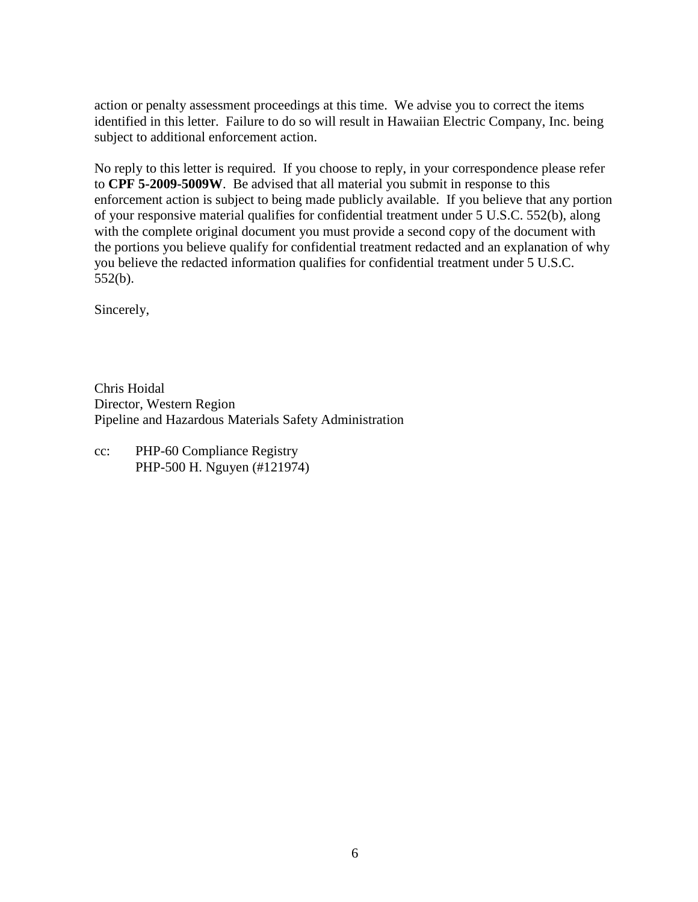action or penalty assessment proceedings at this time. We advise you to correct the items identified in this letter. Failure to do so will result in Hawaiian Electric Company, Inc. being subject to additional enforcement action.

No reply to this letter is required. If you choose to reply, in your correspondence please refer to **CPF 5-2009-5009W**. Be advised that all material you submit in response to this enforcement action is subject to being made publicly available. If you believe that any portion of your responsive material qualifies for confidential treatment under 5 U.S.C. 552(b), along with the complete original document you must provide a second copy of the document with the portions you believe qualify for confidential treatment redacted and an explanation of why you believe the redacted information qualifies for confidential treatment under 5 U.S.C. 552(b).

Sincerely,

Chris Hoidal
Director, Western Region
Pipeline and Hazardous Materials Safety Administration

cc: PHP-60 Compliance Registry
PHP-500 H. Nguyen (#121974)